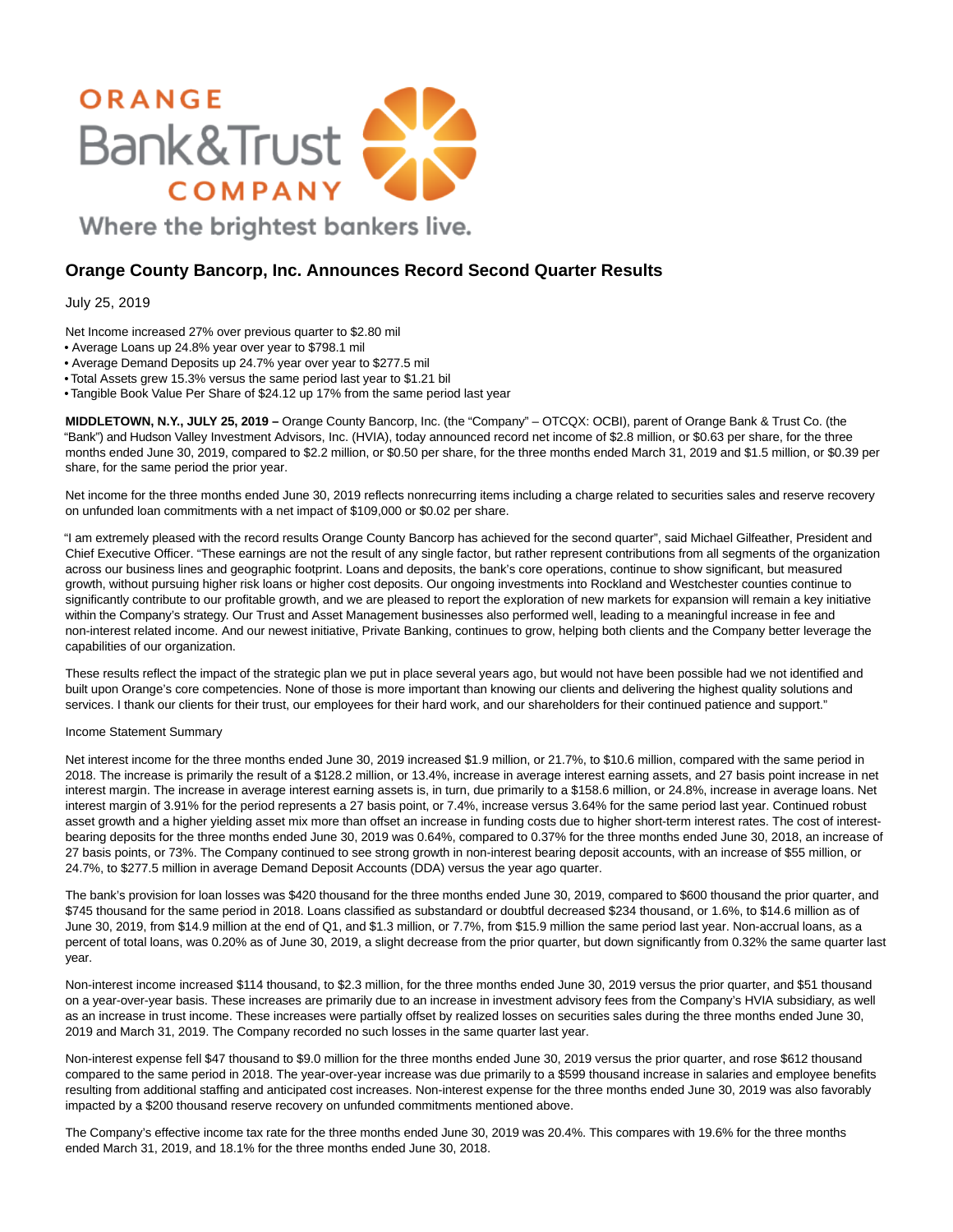ORANGE Bank&Trust COMPANY

Where the brightest bankers live.

# Orange County Bancorp, Inc. Announces Record Second Quarter Results

July 25, 2019

Net Income increased 27% over previous quarter to $2.80 mil
- Average Loans up 24.8% year over year to $798.1 mil
- Average Demand Deposits up 24.7% year over year to $277.5 mil
- Total Assets grew 15.3% versus the same period last year to $1.21 bil
- Tangible Book Value Per Share of $24.12 up 17% from the same period last year

**MIDDLETOWN, N.Y., JULY 25, 2019 –** Orange County Bancorp, Inc. (the "Company" – OTCQX: OCBI), parent of Orange Bank & Trust Co. (the "Bank") and Hudson Valley Investment Advisors, Inc. (HVIA), today announced record net income of $2.8 million, or $0.63 per share, for the three months ended June 30, 2019, compared to $2.2 million, or $0.50 per share, for the three months ended March 31, 2019 and $1.5 million, or $0.39 per share, for the same period the prior year.

Net income for the three months ended June 30, 2019 reflects nonrecurring items including a charge related to securities sales and reserve recovery on unfunded loan commitments with a net impact of $109,000 or $0.02 per share.

"I am extremely pleased with the record results Orange County Bancorp has achieved for the second quarter", said Michael Gilfeather, President and Chief Executive Officer. "These earnings are not the result of any single factor, but rather represent contributions from all segments of the organization across our business lines and geographic footprint. Loans and deposits, the bank's core operations, continue to show significant, but measured growth, without pursuing higher risk loans or higher cost deposits. Our ongoing investments into Rockland and Westchester counties continue to significantly contribute to our profitable growth, and we are pleased to report the exploration of new markets for expansion will remain a key initiative within the Company's strategy. Our Trust and Asset Management businesses also performed well, leading to a meaningful increase in fee and non-interest related income. And our newest initiative, Private Banking, continues to grow, helping both clients and the Company better leverage the capabilities of our organization.

These results reflect the impact of the strategic plan we put in place several years ago, but would not have been possible had we not identified and built upon Orange's core competencies. None of those is more important than knowing our clients and delivering the highest quality solutions and services. I thank our clients for their trust, our employees for their hard work, and our shareholders for their continued patience and support."

Income Statement Summary

Net interest income for the three months ended June 30, 2019 increased $1.9 million, or 21.7%, to $10.6 million, compared with the same period in 2018. The increase is primarily the result of a $128.2 million, or 13.4%, increase in average interest earning assets, and 27 basis point increase in net interest margin. The increase in average interest earning assets is, in turn, due primarily to a $158.6 million, or 24.8%, increase in average loans. Net interest margin of 3.91% for the period represents a 27 basis point, or 7.4%, increase versus 3.64% for the same period last year. Continued robust asset growth and a higher yielding asset mix more than offset an increase in funding costs due to higher short-term interest rates. The cost of interest-bearing deposits for the three months ended June 30, 2019 was 0.64%, compared to 0.37% for the three months ended June 30, 2018, an increase of 27 basis points, or 73%. The Company continued to see strong growth in non-interest bearing deposit accounts, with an increase of $55 million, or 24.7%, to $277.5 million in average Demand Deposit Accounts (DDA) versus the year ago quarter.

The bank's provision for loan losses was $420 thousand for the three months ended June 30, 2019, compared to $600 thousand the prior quarter, and $745 thousand for the same period in 2018. Loans classified as substandard or doubtful decreased $234 thousand, or 1.6%, to $14.6 million as of June 30, 2019, from $14.9 million at the end of Q1, and $1.3 million, or 7.7%, from $15.9 million the same period last year. Non-accrual loans, as a percent of total loans, was 0.20% as of June 30, 2019, a slight decrease from the prior quarter, but down significantly from 0.32% the same quarter last year.

Non-interest income increased $114 thousand, to $2.3 million, for the three months ended June 30, 2019 versus the prior quarter, and $51 thousand on a year-over-year basis. These increases are primarily due to an increase in investment advisory fees from the Company's HVIA subsidiary, as well as an increase in trust income. These increases were partially offset by realized losses on securities sales during the three months ended June 30, 2019 and March 31, 2019. The Company recorded no such losses in the same quarter last year.

Non-interest expense fell $47 thousand to $9.0 million for the three months ended June 30, 2019 versus the prior quarter, and rose $612 thousand compared to the same period in 2018. The year-over-year increase was due primarily to a $599 thousand increase in salaries and employee benefits resulting from additional staffing and anticipated cost increases. Non-interest expense for the three months ended June 30, 2019 was also favorably impacted by a $200 thousand reserve recovery on unfunded commitments mentioned above.

The Company's effective income tax rate for the three months ended June 30, 2019 was 20.4%. This compares with 19.6% for the three months ended March 31, 2019, and 18.1% for the three months ended June 30, 2018.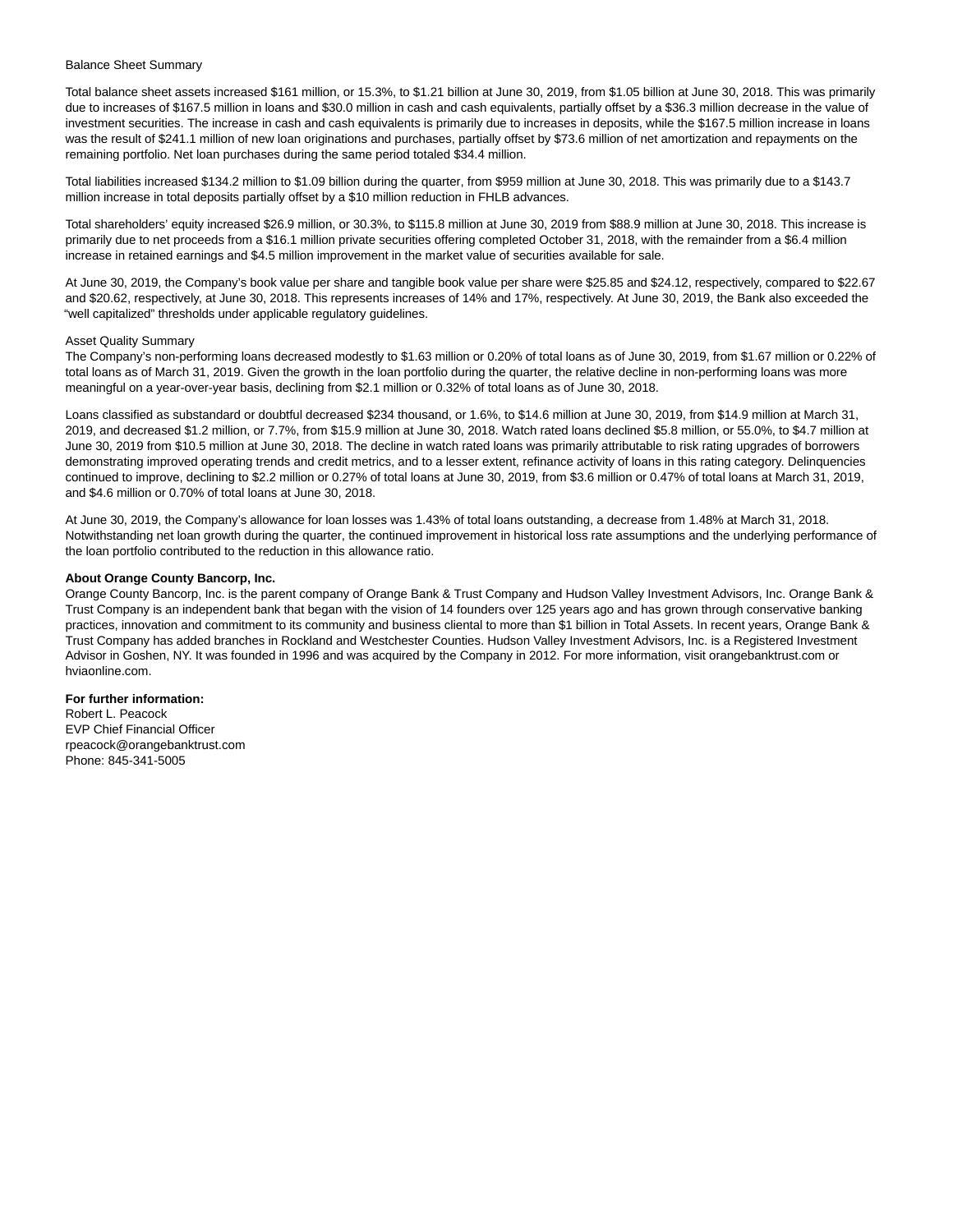Balance Sheet Summary

Total balance sheet assets increased $161 million, or 15.3%, to $1.21 billion at June 30, 2019, from $1.05 billion at June 30, 2018. This was primarily due to increases of $167.5 million in loans and $30.0 million in cash and cash equivalents, partially offset by a $36.3 million decrease in the value of investment securities. The increase in cash and cash equivalents is primarily due to increases in deposits, while the $167.5 million increase in loans was the result of $241.1 million of new loan originations and purchases, partially offset by $73.6 million of net amortization and repayments on the remaining portfolio. Net loan purchases during the same period totaled $34.4 million.

Total liabilities increased $134.2 million to $1.09 billion during the quarter, from $959 million at June 30, 2018. This was primarily due to a $143.7 million increase in total deposits partially offset by a $10 million reduction in FHLB advances.

Total shareholders' equity increased $26.9 million, or 30.3%, to $115.8 million at June 30, 2019 from $88.9 million at June 30, 2018. This increase is primarily due to net proceeds from a $16.1 million private securities offering completed October 31, 2018, with the remainder from a $6.4 million increase in retained earnings and $4.5 million improvement in the market value of securities available for sale.

At June 30, 2019, the Company's book value per share and tangible book value per share were $25.85 and $24.12, respectively, compared to $22.67 and $20.62, respectively, at June 30, 2018. This represents increases of 14% and 17%, respectively. At June 30, 2019, the Bank also exceeded the "well capitalized" thresholds under applicable regulatory guidelines.

Asset Quality Summary

The Company's non-performing loans decreased modestly to $1.63 million or 0.20% of total loans as of June 30, 2019, from $1.67 million or 0.22% of total loans as of March 31, 2019. Given the growth in the loan portfolio during the quarter, the relative decline in non-performing loans was more meaningful on a year-over-year basis, declining from $2.1 million or 0.32% of total loans as of June 30, 2018.

Loans classified as substandard or doubtful decreased $234 thousand, or 1.6%, to $14.6 million at June 30, 2019, from $14.9 million at March 31, 2019, and decreased $1.2 million, or 7.7%, from $15.9 million at June 30, 2018. Watch rated loans declined $5.8 million, or 55.0%, to $4.7 million at June 30, 2019 from $10.5 million at June 30, 2018. The decline in watch rated loans was primarily attributable to risk rating upgrades of borrowers demonstrating improved operating trends and credit metrics, and to a lesser extent, refinance activity of loans in this rating category. Delinquencies continued to improve, declining to $2.2 million or 0.27% of total loans at June 30, 2019, from $3.6 million or 0.47% of total loans at March 31, 2019, and $4.6 million or 0.70% of total loans at June 30, 2018.

At June 30, 2019, the Company's allowance for loan losses was 1.43% of total loans outstanding, a decrease from 1.48% at March 31, 2018. Notwithstanding net loan growth during the quarter, the continued improvement in historical loss rate assumptions and the underlying performance of the loan portfolio contributed to the reduction in this allowance ratio.

**About Orange County Bancorp, Inc.**

Orange County Bancorp, Inc. is the parent company of Orange Bank & Trust Company and Hudson Valley Investment Advisors, Inc. Orange Bank & Trust Company is an independent bank that began with the vision of 14 founders over 125 years ago and has grown through conservative banking practices, innovation and commitment to its community and business cliental to more than $1 billion in Total Assets. In recent years, Orange Bank & Trust Company has added branches in Rockland and Westchester Counties. Hudson Valley Investment Advisors, Inc. is a Registered Investment Advisor in Goshen, NY. It was founded in 1996 and was acquired by the Company in 2012. For more information, visit orangebanktrust.com or hviaonline.com.

**For further information:**
Robert L. Peacock
EVP Chief Financial Officer
rpeacock@orangebanktrust.com
Phone: 845-341-5005